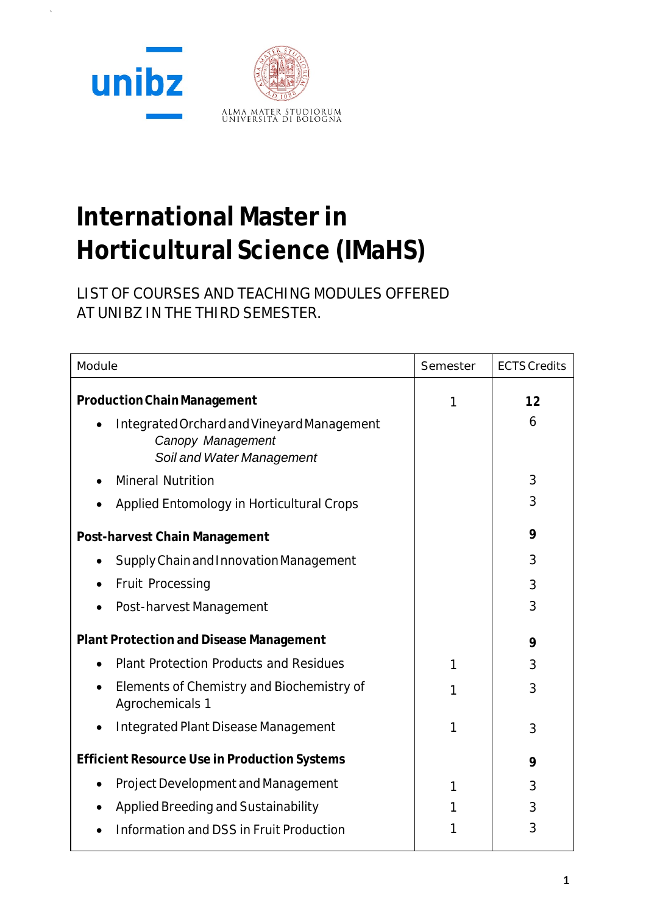unibz

ALMA MATER STUDIORUM
UNIVERSITÀ DI BOLOGNA

# International Master in Horticultural Science (IMaHS)

LIST OF COURSES AND TEACHING MODULES OFFERED AT UNIBZ IN THE THIRD SEMESTER.

| Module | Semester | ECTS Credits |
|---|---|---|
| **Production Chain Management** | 1 | **12** |
| • Integrated Orchard and Vineyard Management<br>*Canopy Management*<br>*Soil and Water Management* | | 6 |
| • Mineral Nutrition | | 3 |
| • Applied Entomology in Horticultural Crops | | 3 |
| **Post-harvest Chain Management** | | **9** |
| • Supply Chain and Innovation Management | | 3 |
| • Fruit Processing | | 3 |
| • Post-harvest Management | | 3 |
| **Plant Protection and Disease Management** | | **9** |
| • Plant Protection Products and Residues | 1 | 3 |
| • Elements of Chemistry and Biochemistry of Agrochemicals 1 | 1 | 3 |
| • Integrated Plant Disease Management | 1 | 3 |
| **Efficient Resource Use in Production Systems** | | **9** |
| • Project Development and Management | 1 | 3 |
| • Applied Breeding and Sustainability | 1 | 3 |
| • Information and DSS in Fruit Production | 1 | 3 |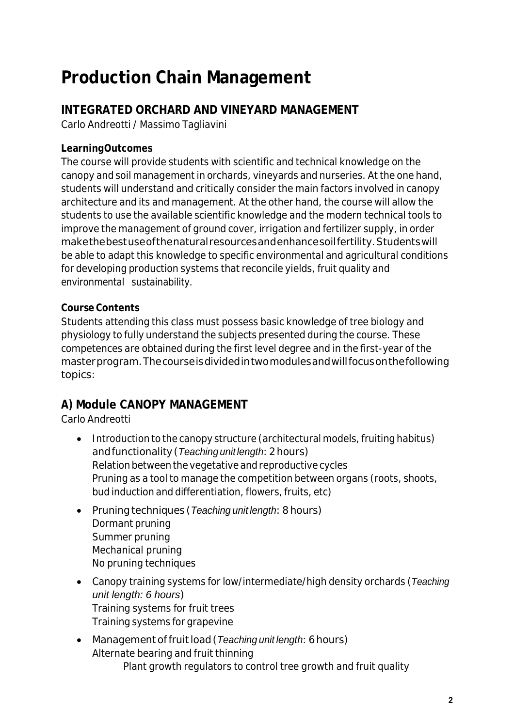# Production Chain Management

## INTEGRATED ORCHARD AND VINEYARD MANAGEMENT

Carlo Andreotti / Massimo Tagliavini

### LearningOutcomes

The course will provide students with scientific and technical knowledge on the canopy and soil management in orchards, vineyards and nurseries. At the one hand, students will understand and critically consider the main factors involved in canopy architecture and its and management. At the other hand, the course will allow the students to use the available scientific knowledge and the modern technical tools to improve the management of ground cover, irrigation and fertilizer supply, in order make the best use of the natural resources and enhance soil fertility. Students will be able to adapt this knowledge to specific environmental and agricultural conditions for developing production systems that reconcile yields, fruit quality and environmental sustainability.

### Course Contents

Students attending this class must possess basic knowledge of tree biology and physiology to fully understand the subjects presented during the course. These competences are obtained during the first level degree and in the first-year of the master program. The course is divided in two modules and will focus on the following topics:

## A) Module CANOPY MANAGEMENT

Carlo Andreotti

- Introduction to the canopy structure (architectural models, fruiting habitus) and functionality (*Teaching unit length*: 2 hours)
  Relation between the vegetative and reproductive cycles
  Pruning as a tool to manage the competition between organs (roots, shoots, bud induction and differentiation, flowers, fruits, etc)
- Pruning techniques (*Teaching unit length*: 8 hours)
  Dormant pruning
  Summer pruning
  Mechanical pruning
  No pruning techniques
- Canopy training systems for low/intermediate/high density orchards (*Teaching unit length: 6 hours*)
  Training systems for fruit trees
  Training systems for grapevine
- Management of fruit load (*Teaching unit length*: 6 hours)
  Alternate bearing and fruit thinning
  Plant growth regulators to control tree growth and fruit quality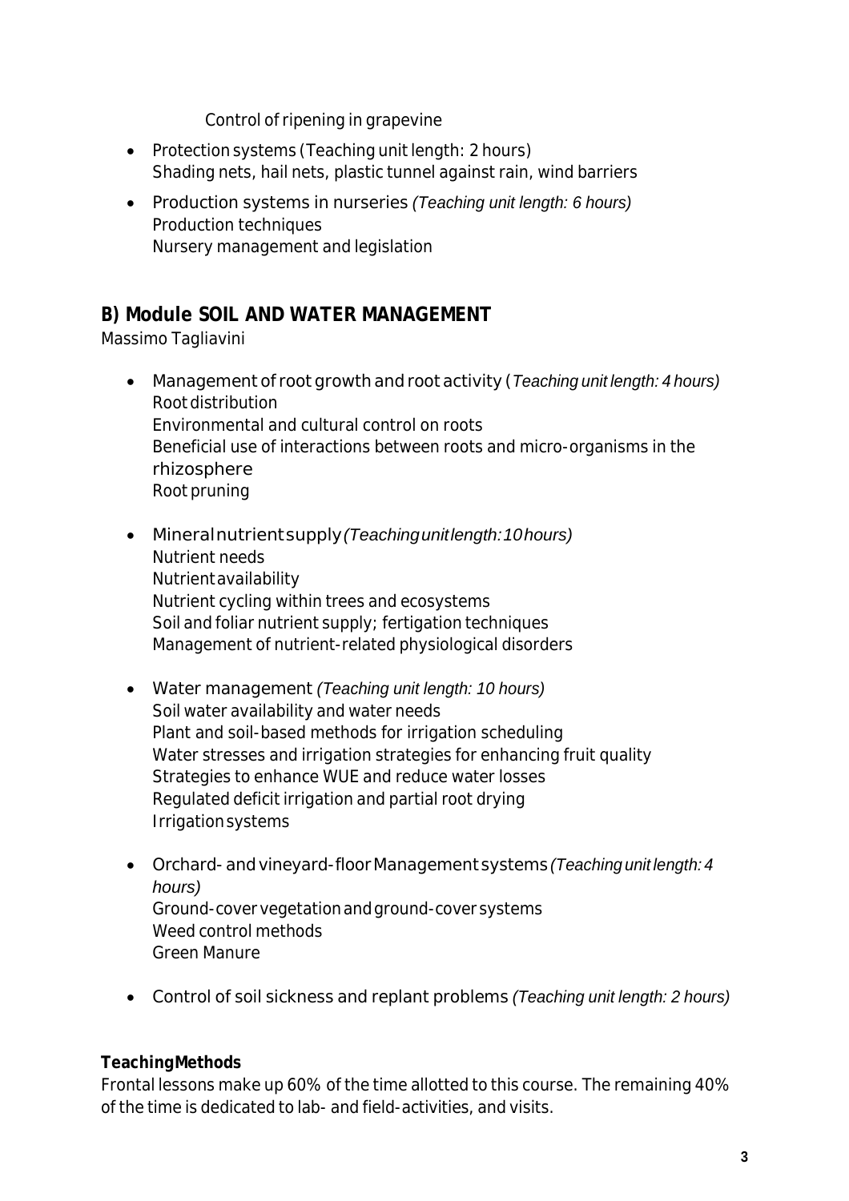Control of ripening in grapevine

- Protection systems (Teaching unit length: 2 hours)
  Shading nets, hail nets, plastic tunnel against rain, wind barriers

- Production systems in nurseries *(Teaching unit length: 6 hours)*
  Production techniques
  Nursery management and legislation

## B) Module SOIL AND WATER MANAGEMENT

Massimo Tagliavini

- Management of root growth and root activity (*Teaching unit length: 4 hours)*
  Root distribution
  Environmental and cultural control on roots
  Beneficial use of interactions between roots and micro-organisms in the rhizosphere
  Root pruning

- Mineral nutrient supply *(Teaching unit length: 10 hours)*
  Nutrient needs
  Nutrient availability
  Nutrient cycling within trees and ecosystems
  Soil and foliar nutrient supply; fertigation techniques
  Management of nutrient-related physiological disorders

- Water management *(Teaching unit length: 10 hours)*
  Soil water availability and water needs
  Plant and soil-based methods for irrigation scheduling
  Water stresses and irrigation strategies for enhancing fruit quality
  Strategies to enhance WUE and reduce water losses
  Regulated deficit irrigation and partial root drying
  Irrigation systems

- Orchard- and vineyard-floor Management systems *(Teaching unit length: 4 hours)*
  Ground-cover vegetation and ground-cover systems
  Weed control methods
  Green Manure

- Control of soil sickness and replant problems *(Teaching unit length: 2 hours)*

**Teaching Methods**

Frontal lessons make up 60% of the time allotted to this course. The remaining 40% of the time is dedicated to lab- and field-activities, and visits.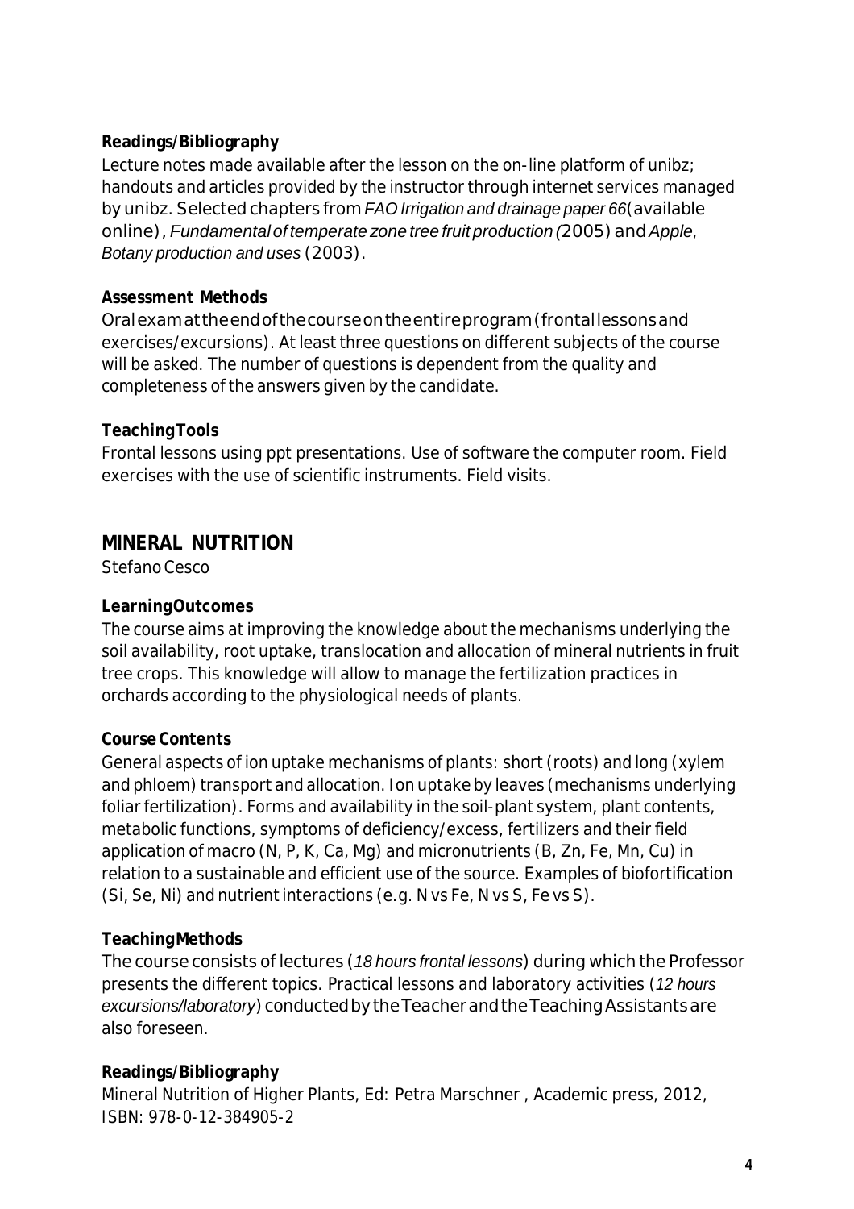**Readings/Bibliography**

Lecture notes made available after the lesson on the on-line platform of unibz; handouts and articles provided by the instructor through internet services managed by unibz. Selected chapters from *FAO Irrigation and drainage paper 66* (available online), *Fundamental of temperate zone tree fruit production (*2005) and *Apple, Botany production and uses* (2003).

**Assessment Methods**

Oral exam at the end of the course on the entire program (frontal lessons and exercises/excursions). At least three questions on different subjects of the course will be asked. The number of questions is dependent from the quality and completeness of the answers given by the candidate.

**Teaching Tools**

Frontal lessons using ppt presentations. Use of software the computer room. Field exercises with the use of scientific instruments. Field visits.

## MINERAL NUTRITION

Stefano Cesco

**Learning Outcomes**

The course aims at improving the knowledge about the mechanisms underlying the soil availability, root uptake, translocation and allocation of mineral nutrients in fruit tree crops. This knowledge will allow to manage the fertilization practices in orchards according to the physiological needs of plants.

**Course Contents**

General aspects of ion uptake mechanisms of plants: short (roots) and long (xylem and phloem) transport and allocation. Ion uptake by leaves (mechanisms underlying foliar fertilization). Forms and availability in the soil-plant system, plant contents, metabolic functions, symptoms of deficiency/excess, fertilizers and their field application of macro (N, P, K, Ca, Mg) and micronutrients (B, Zn, Fe, Mn, Cu) in relation to a sustainable and efficient use of the source. Examples of biofortification (Si, Se, Ni) and nutrient interactions (e.g. N vs Fe, N vs S, Fe vs S).

**Teaching Methods**

The course consists of lectures (*18 hours frontal lessons*) during which the Professor presents the different topics. Practical lessons and laboratory activities (*12 hours excursions/laboratory*) conducted by the Teacher and the Teaching Assistants are also foreseen.

**Readings/Bibliography**

Mineral Nutrition of Higher Plants, Ed: Petra Marschner , Academic press, 2012, ISBN: 978-0-12-384905-2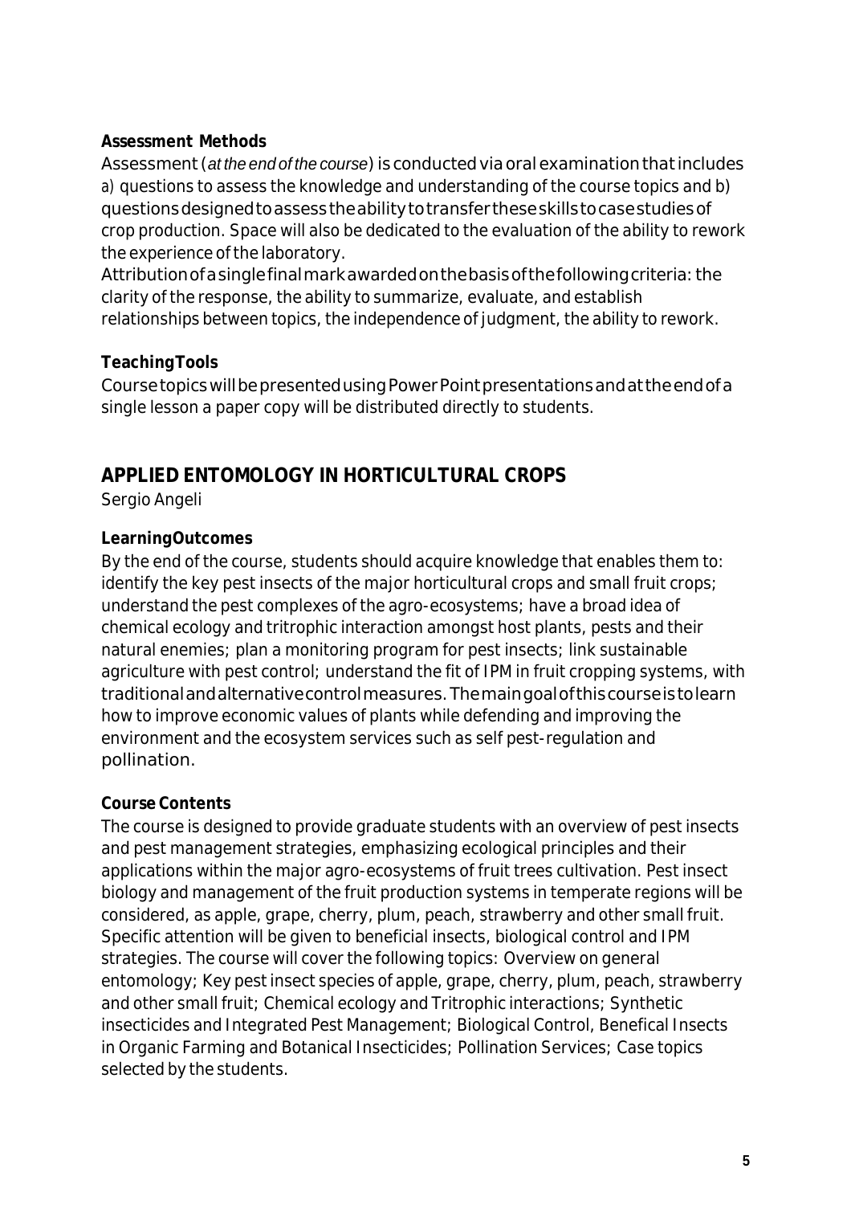**Assessment Methods**

Assessment (*at the end of the course*) is conducted via oral examination that includes a) questions to assess the knowledge and understanding of the course topics and b) questions designed to assess the ability to transfer these skills to case studies of crop production. Space will also be dedicated to the evaluation of the ability to rework the experience of the laboratory.
Attribution of a single final mark awarded on the basis of the following criteria: the clarity of the response, the ability to summarize, evaluate, and establish relationships between topics, the independence of judgment, the ability to rework.

**TeachingTools**

Course topics will be presented using PowerPoint presentations and at the end of a single lesson a paper copy will be distributed directly to students.

## APPLIED ENTOMOLOGY IN HORTICULTURAL CROPS

Sergio Angeli

**LearningOutcomes**

By the end of the course, students should acquire knowledge that enables them to: identify the key pest insects of the major horticultural crops and small fruit crops; understand the pest complexes of the agro-ecosystems; have a broad idea of chemical ecology and tritrophic interaction amongst host plants, pests and their natural enemies; plan a monitoring program for pest insects; link sustainable agriculture with pest control; understand the fit of IPM in fruit cropping systems, with traditional and alternative control measures. The main goal of this course is to learn how to improve economic values of plants while defending and improving the environment and the ecosystem services such as self pest-regulation and pollination.

**Course Contents**

The course is designed to provide graduate students with an overview of pest insects and pest management strategies, emphasizing ecological principles and their applications within the major agro-ecosystems of fruit trees cultivation. Pest insect biology and management of the fruit production systems in temperate regions will be considered, as apple, grape, cherry, plum, peach, strawberry and other small fruit. Specific attention will be given to beneficial insects, biological control and IPM strategies. The course will cover the following topics: Overview on general entomology; Key pest insect species of apple, grape, cherry, plum, peach, strawberry and other small fruit; Chemical ecology and Tritrophic interactions; Synthetic insecticides and Integrated Pest Management; Biological Control, Benefical Insects in Organic Farming and Botanical Insecticides; Pollination Services; Case topics selected by the students.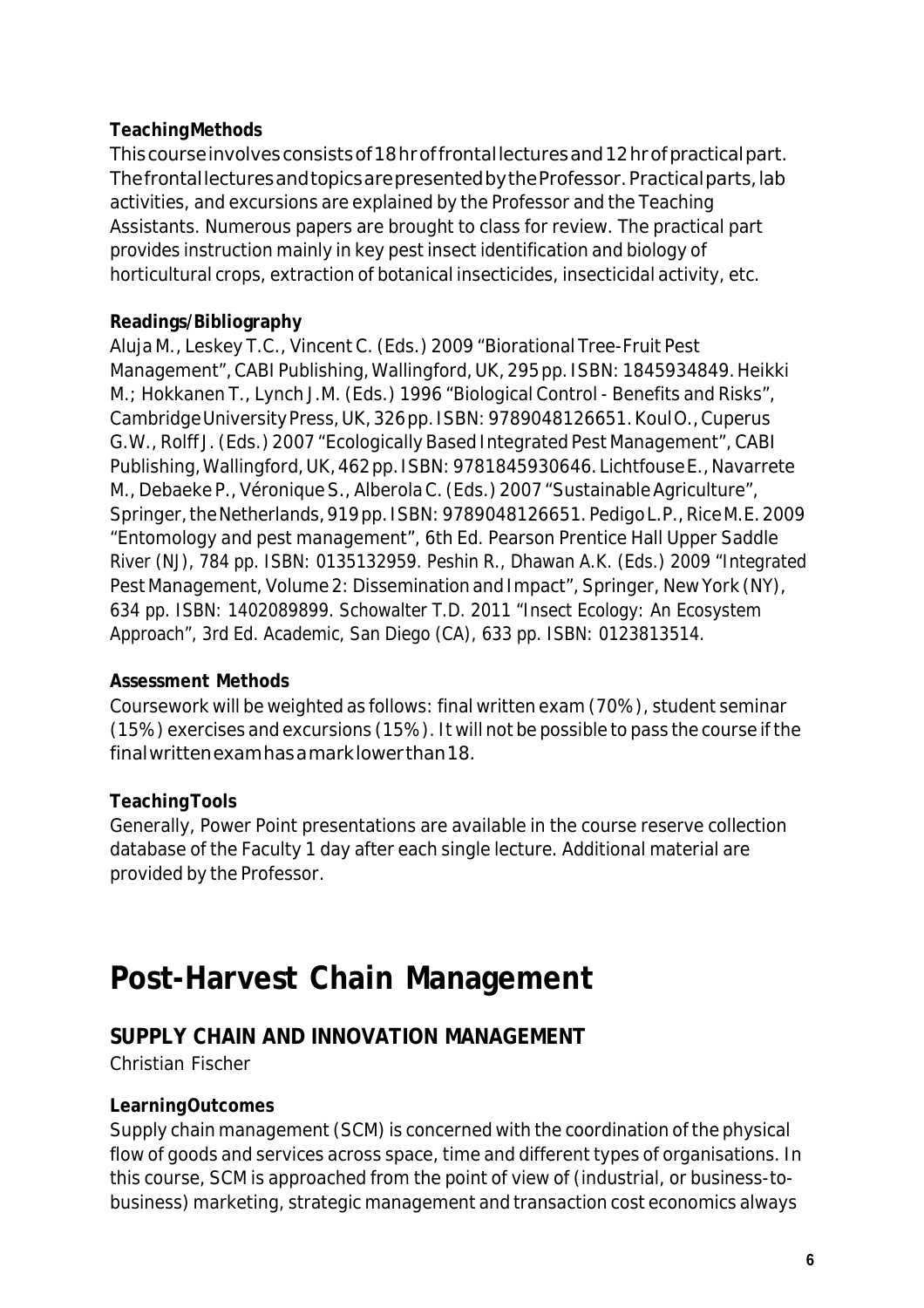**Teaching Methods**

This course involves consists of 18 hr of frontal lectures and 12 hr of practical part. The frontal lectures and topics are presented by the Professor. Practical parts, lab activities, and excursions are explained by the Professor and the Teaching Assistants. Numerous papers are brought to class for review. The practical part provides instruction mainly in key pest insect identification and biology of horticultural crops, extraction of botanical insecticides, insecticidal activity, etc.

**Readings/Bibliography**

Aluja M., Leskey T.C., Vincent C. (Eds.) 2009 "Biorational Tree-Fruit Pest Management", CABI Publishing, Wallingford, UK, 295 pp. ISBN: 1845934849. Heikki M.; Hokkanen T., Lynch J.M. (Eds.) 1996 "Biological Control - Benefits and Risks", Cambridge University Press, UK, 326 pp. ISBN: 9789048126651. Koul O., Cuperus G.W., Rolff J. (Eds.) 2007 "Ecologically Based Integrated Pest Management", CABI Publishing, Wallingford, UK, 462 pp. ISBN: 9781845930646. Lichtfouse E., Navarrete M., Debaeke P., Véronique S., Alberola C. (Eds.) 2007 "Sustainable Agriculture", Springer, the Netherlands, 919 pp. ISBN: 9789048126651. Pedigo L.P., Rice M.E. 2009 "Entomology and pest management", 6th Ed. Pearson Prentice Hall Upper Saddle River (NJ), 784 pp. ISBN: 0135132959. Peshin R., Dhawan A.K. (Eds.) 2009 "Integrated Pest Management, Volume 2: Dissemination and Impact", Springer, New York (NY), 634 pp. ISBN: 1402089899. Schowalter T.D. 2011 "Insect Ecology: An Ecosystem Approach", 3rd Ed. Academic, San Diego (CA), 633 pp. ISBN: 0123813514.

**Assessment Methods**

Coursework will be weighted as follows: final written exam (70%), student seminar (15%) exercises and excursions (15%). It will not be possible to pass the course if the final written exam has a mark lower than 18.

**Teaching Tools**

Generally, Power Point presentations are available in the course reserve collection database of the Faculty 1 day after each single lecture. Additional material are provided by the Professor.

# Post-Harvest Chain Management

## SUPPLY CHAIN AND INNOVATION MANAGEMENT

Christian Fischer

**Learning Outcomes**

Supply chain management (SCM) is concerned with the coordination of the physical flow of goods and services across space, time and different types of organisations. In this course, SCM is approached from the point of view of (industrial, or business-to-business) marketing, strategic management and transaction cost economics always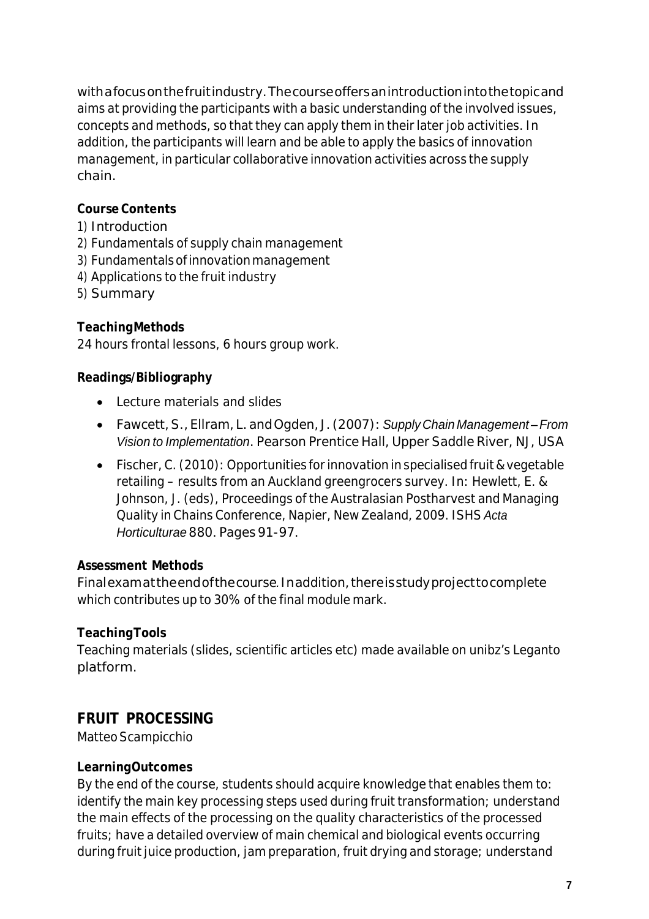with a focus on the fruit industry. The course offers an introduction into the topic and aims at providing the participants with a basic understanding of the involved issues, concepts and methods, so that they can apply them in their later job activities. In addition, the participants will learn and be able to apply the basics of innovation management, in particular collaborative innovation activities across the supply chain.

**Course Contents**

1) Introduction
2) Fundamentals of supply chain management
3) Fundamentals of innovation management
4) Applications to the fruit industry
5) Summary

**Teaching Methods**

24 hours frontal lessons, 6 hours group work.

**Readings/Bibliography**

- Lecture materials and slides
- Fawcett, S., Ellram, L. and Ogden, J. (2007): *Supply Chain Management – From Vision to Implementation*. Pearson Prentice Hall, Upper Saddle River, NJ, USA
- Fischer, C. (2010): Opportunities for innovation in specialised fruit & vegetable retailing – results from an Auckland greengrocers survey. In: Hewlett, E. & Johnson, J. (eds), Proceedings of the Australasian Postharvest and Managing Quality in Chains Conference, Napier, New Zealand, 2009. ISHS *Acta Horticulturae* 880. Pages 91-97.

**Assessment Methods**

Final exam at the end of the course. In addition, there is study project to complete which contributes up to 30% of the final module mark.

**Teaching Tools**

Teaching materials (slides, scientific articles etc) made available on unibz's Leganto platform.

## FRUIT PROCESSING

Matteo Scampicchio

**Learning Outcomes**

By the end of the course, students should acquire knowledge that enables them to: identify the main key processing steps used during fruit transformation; understand the main effects of the processing on the quality characteristics of the processed fruits; have a detailed overview of main chemical and biological events occurring during fruit juice production, jam preparation, fruit drying and storage; understand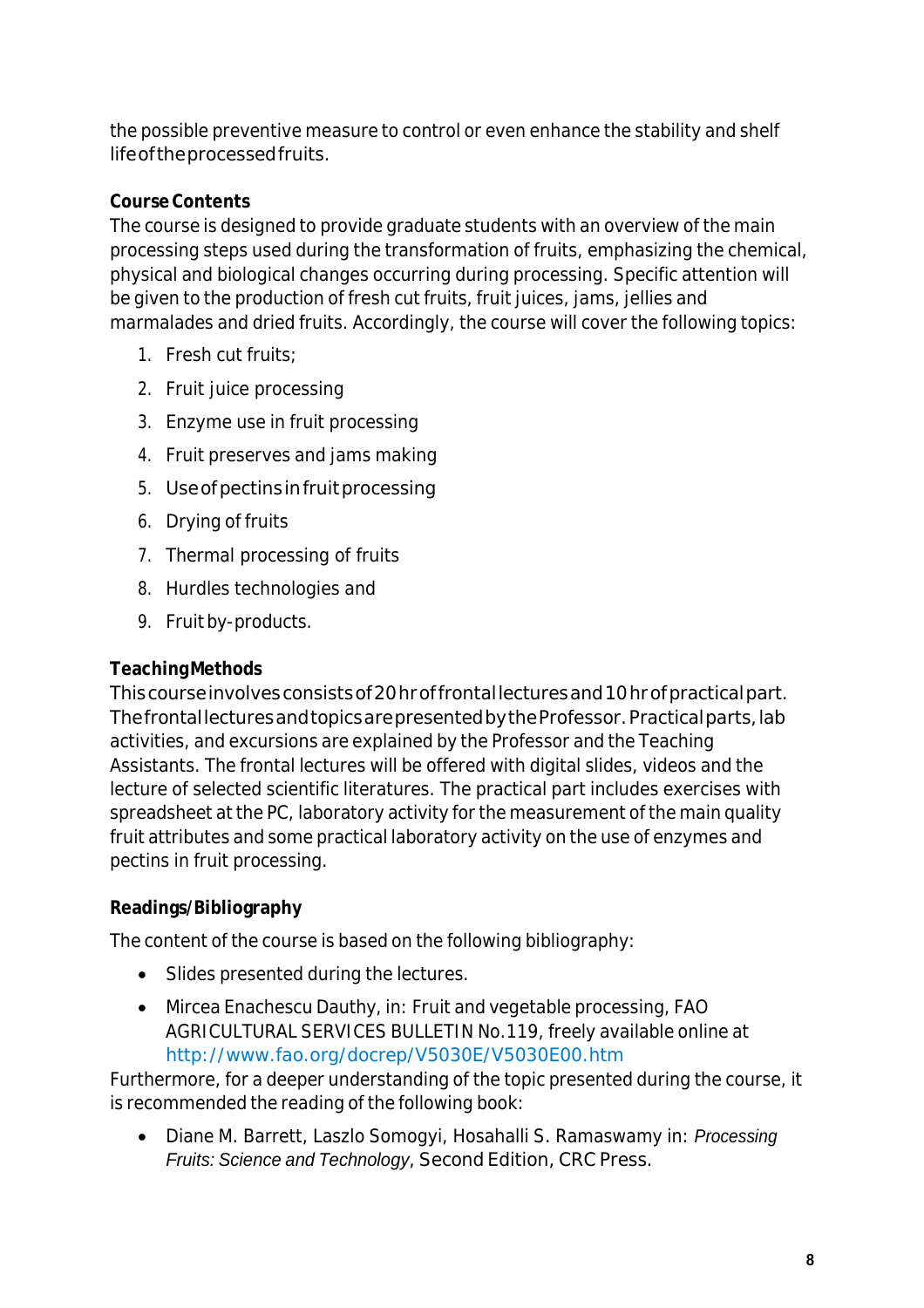the possible preventive measure to control or even enhance the stability and shelf life of the processed fruits.

**Course Contents**

The course is designed to provide graduate students with an overview of the main processing steps used during the transformation of fruits, emphasizing the chemical, physical and biological changes occurring during processing. Specific attention will be given to the production of fresh cut fruits, fruit juices, jams, jellies and marmalades and dried fruits. Accordingly, the course will cover the following topics:

1. Fresh cut fruits;
2. Fruit juice processing
3. Enzyme use in fruit processing
4. Fruit preserves and jams making
5. Use of pectins in fruit processing
6. Drying of fruits
7. Thermal processing of fruits
8. Hurdles technologies and
9. Fruit by-products.

**Teaching Methods**

This course involves consists of 20 hr of frontal lectures and 10 hr of practical part. The frontal lectures and topics are presented by the Professor. Practical parts, lab activities, and excursions are explained by the Professor and the Teaching Assistants. The frontal lectures will be offered with digital slides, videos and the lecture of selected scientific literatures. The practical part includes exercises with spreadsheet at the PC, laboratory activity for the measurement of the main quality fruit attributes and some practical laboratory activity on the use of enzymes and pectins in fruit processing.

**Readings/Bibliography**

The content of the course is based on the following bibliography:

- Slides presented during the lectures.
- Mircea Enachescu Dauthy, in: Fruit and vegetable processing, FAO AGRICULTURAL SERVICES BULLETIN No.119, freely available online at http://www.fao.org/docrep/V5030E/V5030E00.htm

Furthermore, for a deeper understanding of the topic presented during the course, it is recommended the reading of the following book:

- Diane M. Barrett, Laszlo Somogyi, Hosahalli S. Ramaswamy in: *Processing Fruits: Science and Technology*, Second Edition, CRC Press.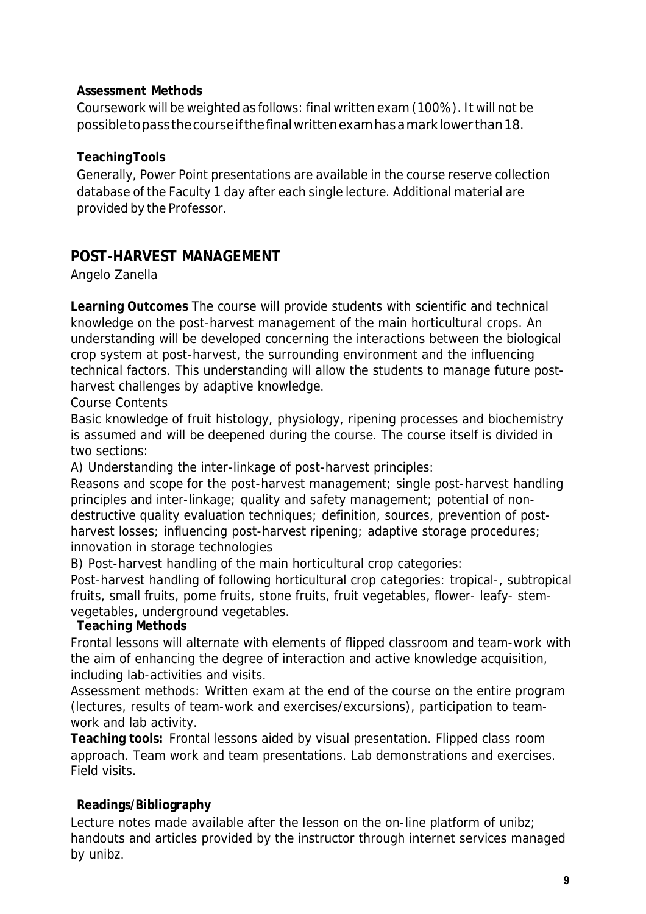**Assessment Methods**

Coursework will be weighted as follows: final written exam (100%). It will not be possible to pass the course if the final written exam has a mark lower than 18.

**TeachingTools**

Generally, Power Point presentations are available in the course reserve collection database of the Faculty 1 day after each single lecture. Additional material are provided by the Professor.

## POST-HARVEST MANAGEMENT

Angelo Zanella

**Learning Outcomes** The course will provide students with scientific and technical knowledge on the post-harvest management of the main horticultural crops. An understanding will be developed concerning the interactions between the biological crop system at post-harvest, the surrounding environment and the influencing technical factors. This understanding will allow the students to manage future post-harvest challenges by adaptive knowledge.

Course Contents

Basic knowledge of fruit histology, physiology, ripening processes and biochemistry is assumed and will be deepened during the course. The course itself is divided in two sections:

A) Understanding the inter-linkage of post-harvest principles:

Reasons and scope for the post-harvest management; single post-harvest handling principles and inter-linkage; quality and safety management; potential of non-destructive quality evaluation techniques; definition, sources, prevention of post-harvest losses; influencing post-harvest ripening; adaptive storage procedures; innovation in storage technologies

B) Post-harvest handling of the main horticultural crop categories:

Post-harvest handling of following horticultural crop categories: tropical-, subtropical fruits, small fruits, pome fruits, stone fruits, fruit vegetables, flower- leafy- stem-vegetables, underground vegetables.

**Teaching Methods**

Frontal lessons will alternate with elements of flipped classroom and team-work with the aim of enhancing the degree of interaction and active knowledge acquisition, including lab-activities and visits.

Assessment methods: Written exam at the end of the course on the entire program (lectures, results of team-work and exercises/excursions), participation to team-work and lab activity.

**Teaching tools:** Frontal lessons aided by visual presentation. Flipped class room approach. Team work and team presentations. Lab demonstrations and exercises. Field visits.

**Readings/Bibliography**

Lecture notes made available after the lesson on the on-line platform of unibz; handouts and articles provided by the instructor through internet services managed by unibz.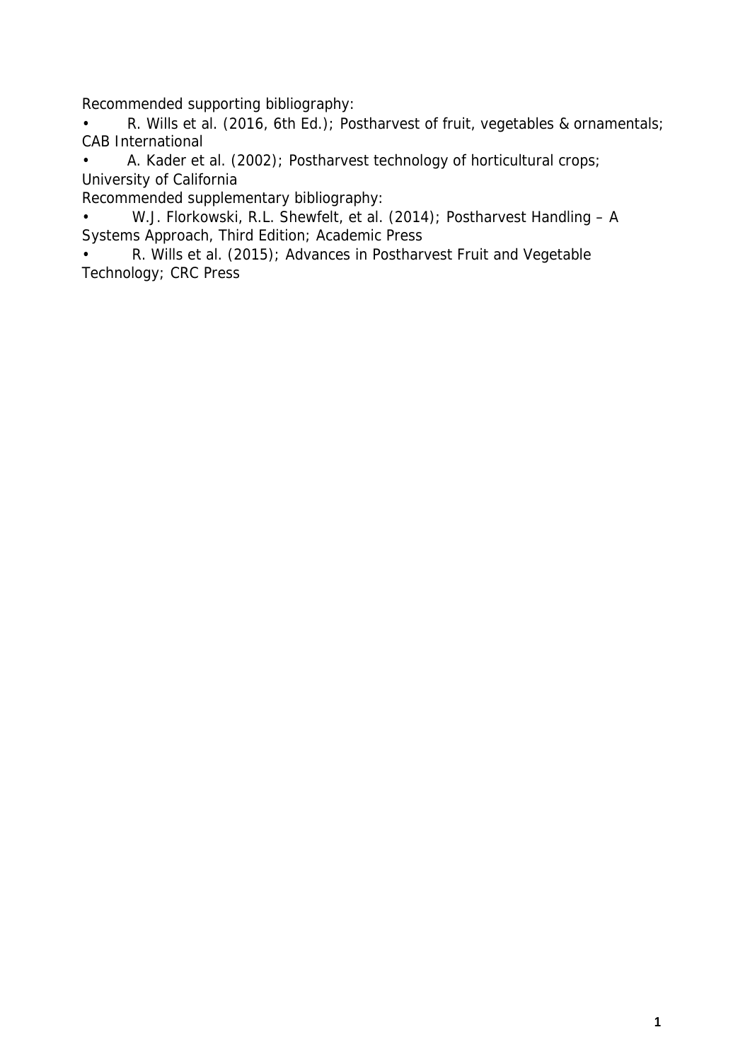Recommended supporting bibliography:

- R. Wills et al. (2016, 6th Ed.); Postharvest of fruit, vegetables & ornamentals; CAB International
- A. Kader et al. (2002); Postharvest technology of horticultural crops; University of California

Recommended supplementary bibliography:

- W.J. Florkowski, R.L. Shewfelt, et al. (2014); Postharvest Handling – A Systems Approach, Third Edition; Academic Press
- R. Wills et al. (2015); Advances in Postharvest Fruit and Vegetable Technology; CRC Press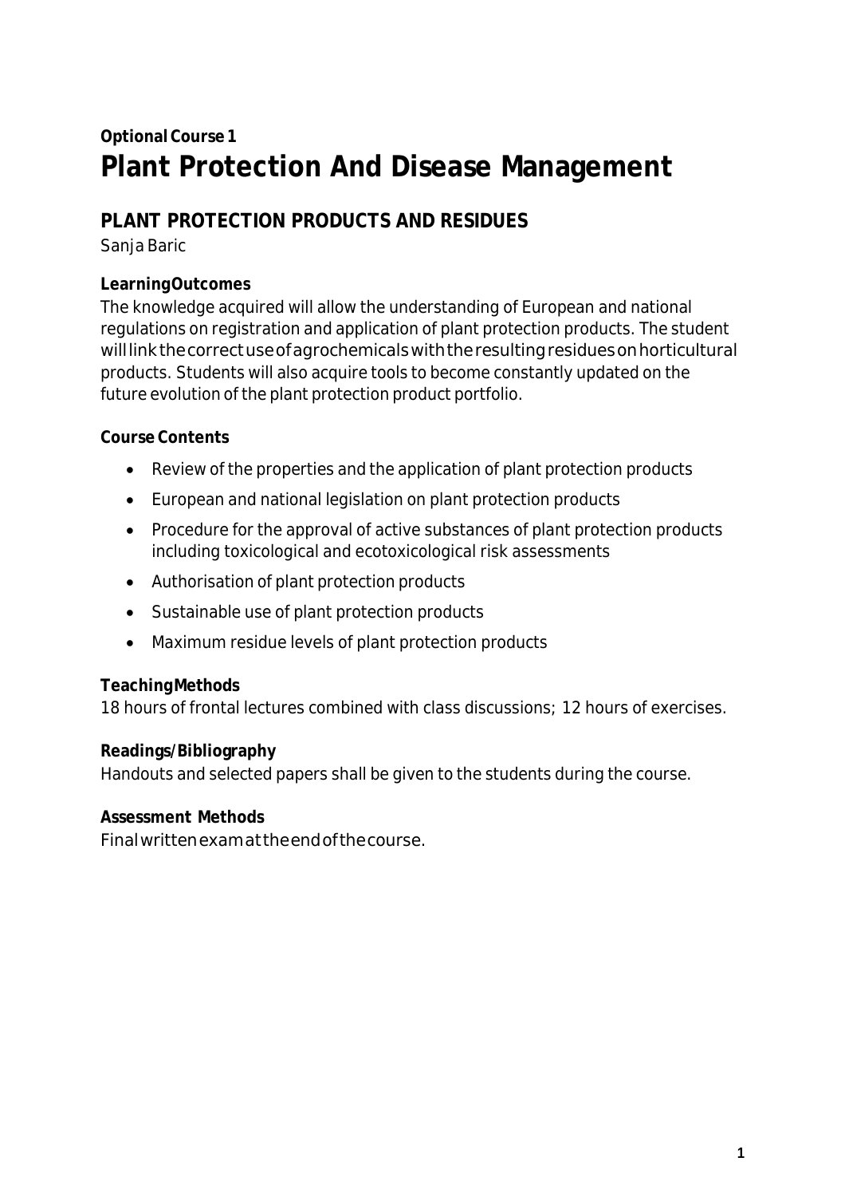**Optional Course 1**

# Plant Protection And Disease Management

## PLANT PROTECTION PRODUCTS AND RESIDUES

Sanja Baric

**Learning Outcomes**

The knowledge acquired will allow the understanding of European and national regulations on registration and application of plant protection products. The student will link the correct use of agrochemicals with the resulting residues on horticultural products. Students will also acquire tools to become constantly updated on the future evolution of the plant protection product portfolio.

**Course Contents**

- Review of the properties and the application of plant protection products
- European and national legislation on plant protection products
- Procedure for the approval of active substances of plant protection products including toxicological and ecotoxicological risk assessments
- Authorisation of plant protection products
- Sustainable use of plant protection products
- Maximum residue levels of plant protection products

**Teaching Methods**

18 hours of frontal lectures combined with class discussions; 12 hours of exercises.

**Readings/Bibliography**

Handouts and selected papers shall be given to the students during the course.

**Assessment Methods**

Final written exam at the end of the course.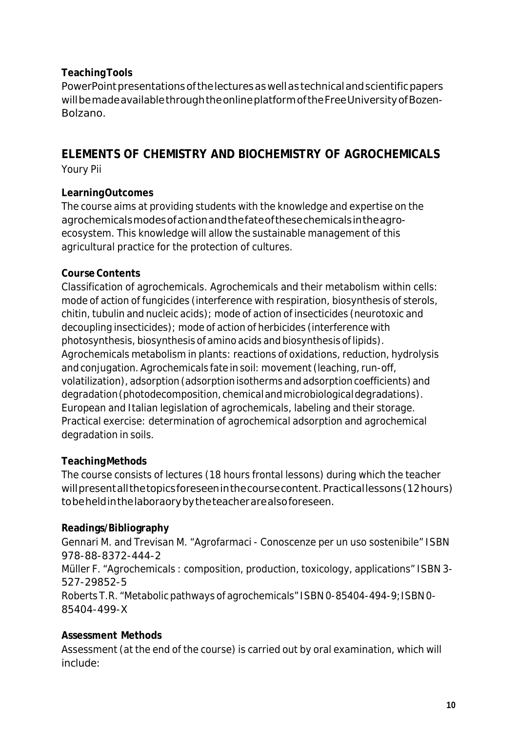**Teaching Tools**

PowerPoint presentations of the lectures as well as technical and scientific papers will be made available through the online platform of the Free University of Bozen-Bolzano.

## ELEMENTS OF CHEMISTRY AND BIOCHEMISTRY OF AGROCHEMICALS

Youry Pii

**Learning Outcomes**

The course aims at providing students with the knowledge and expertise on the agrochemicals modes of action and the fate of these chemicals in the agro-ecosystem. This knowledge will allow the sustainable management of this agricultural practice for the protection of cultures.

**Course Contents**

Classification of agrochemicals. Agrochemicals and their metabolism within cells: mode of action of fungicides (interference with respiration, biosynthesis of sterols, chitin, tubulin and nucleic acids); mode of action of insecticides (neurotoxic and decoupling insecticides); mode of action of herbicides (interference with photosynthesis, biosynthesis of amino acids and biosynthesis of lipids). Agrochemicals metabolism in plants: reactions of oxidations, reduction, hydrolysis and conjugation. Agrochemicals fate in soil: movement (leaching, run-off, volatilization), adsorption (adsorption isotherms and adsorption coefficients) and degradation (photodecomposition, chemical and microbiological degradations). European and Italian legislation of agrochemicals, labeling and their storage. Practical exercise: determination of agrochemical adsorption and agrochemical degradation in soils.

**Teaching Methods**

The course consists of lectures (18 hours frontal lessons) during which the teacher will present all the topics foreseen in the course content. Practical lessons (12 hours) to be held in the laboraory by the teacher are also foreseen.

**Readings/Bibliography**

Gennari M. and Trevisan M. "Agrofarmaci - Conoscenze per un uso sostenibile" ISBN 978-88-8372-444-2

Müller F. "Agrochemicals : composition, production, toxicology, applications" ISBN 3-527-29852-5

Roberts T.R. "Metabolic pathways of agrochemicals" ISBN 0-85404-494-9; ISBN 0-85404-499-X

**Assessment Methods**

Assessment (at the end of the course) is carried out by oral examination, which will include: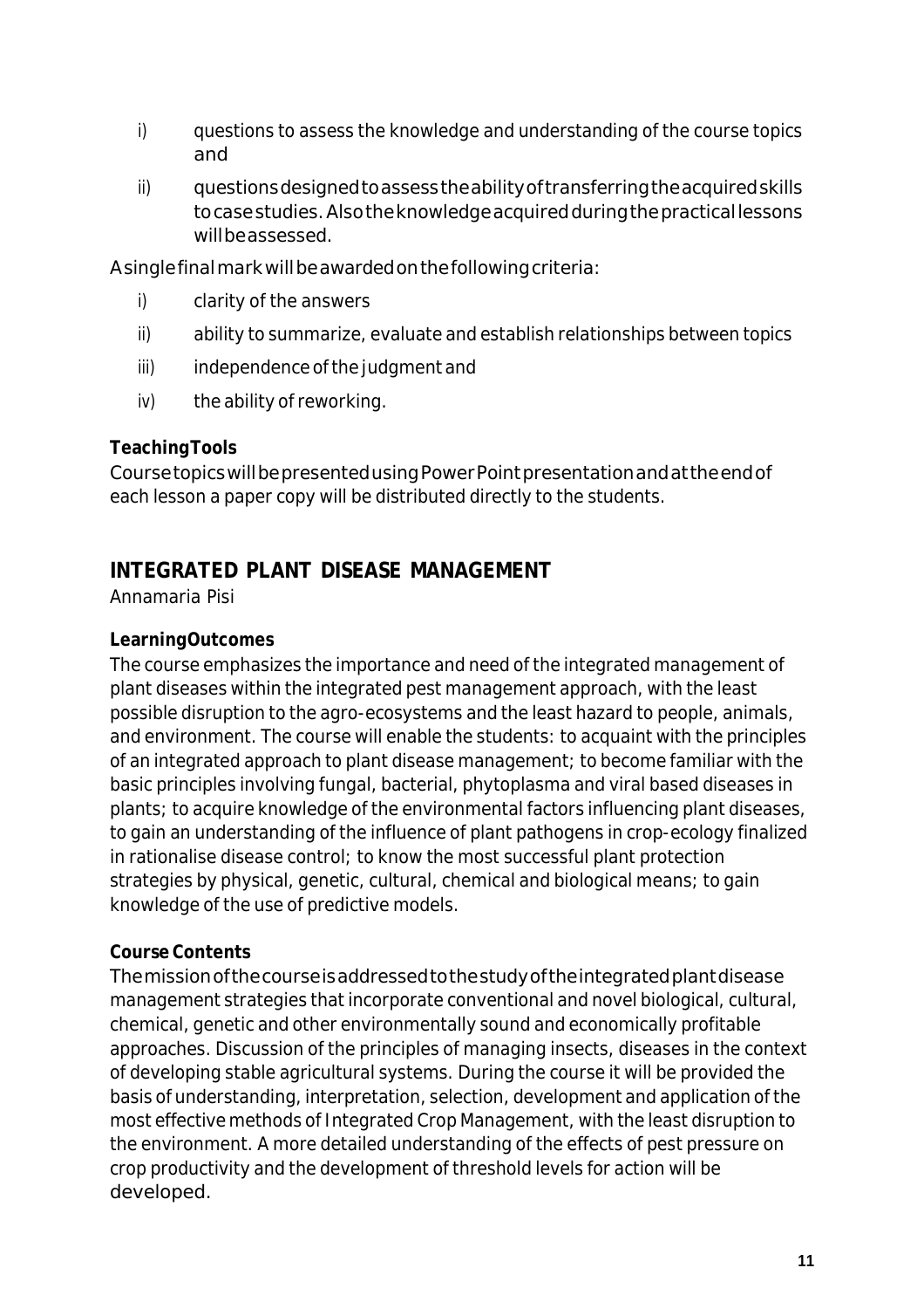i) questions to assess the knowledge and understanding of the course topics and

ii) questions designed to assess the ability of transferring the acquired skills to case studies. Also the knowledge acquired during the practical lessons will be assessed.

A single final mark will be awarded on the following criteria:

i) clarity of the answers

ii) ability to summarize, evaluate and establish relationships between topics

iii) independence of the judgment and

iv) the ability of reworking.

**Teaching Tools**

Course topics will be presented using PowerPoint presentation and at the end of each lesson a paper copy will be distributed directly to the students.

## INTEGRATED PLANT DISEASE MANAGEMENT

Annamaria Pisi

**Learning Outcomes**

The course emphasizes the importance and need of the integrated management of plant diseases within the integrated pest management approach, with the least possible disruption to the agro-ecosystems and the least hazard to people, animals, and environment. The course will enable the students: to acquaint with the principles of an integrated approach to plant disease management; to become familiar with the basic principles involving fungal, bacterial, phytoplasma and viral based diseases in plants; to acquire knowledge of the environmental factors influencing plant diseases, to gain an understanding of the influence of plant pathogens in crop-ecology finalized in rationalise disease control; to know the most successful plant protection strategies by physical, genetic, cultural, chemical and biological means; to gain knowledge of the use of predictive models.

**Course Contents**

The mission of the course is addressed to the study of the integrated plant disease management strategies that incorporate conventional and novel biological, cultural, chemical, genetic and other environmentally sound and economically profitable approaches. Discussion of the principles of managing insects, diseases in the context of developing stable agricultural systems. During the course it will be provided the basis of understanding, interpretation, selection, development and application of the most effective methods of Integrated Crop Management, with the least disruption to the environment. A more detailed understanding of the effects of pest pressure on crop productivity and the development of threshold levels for action will be developed.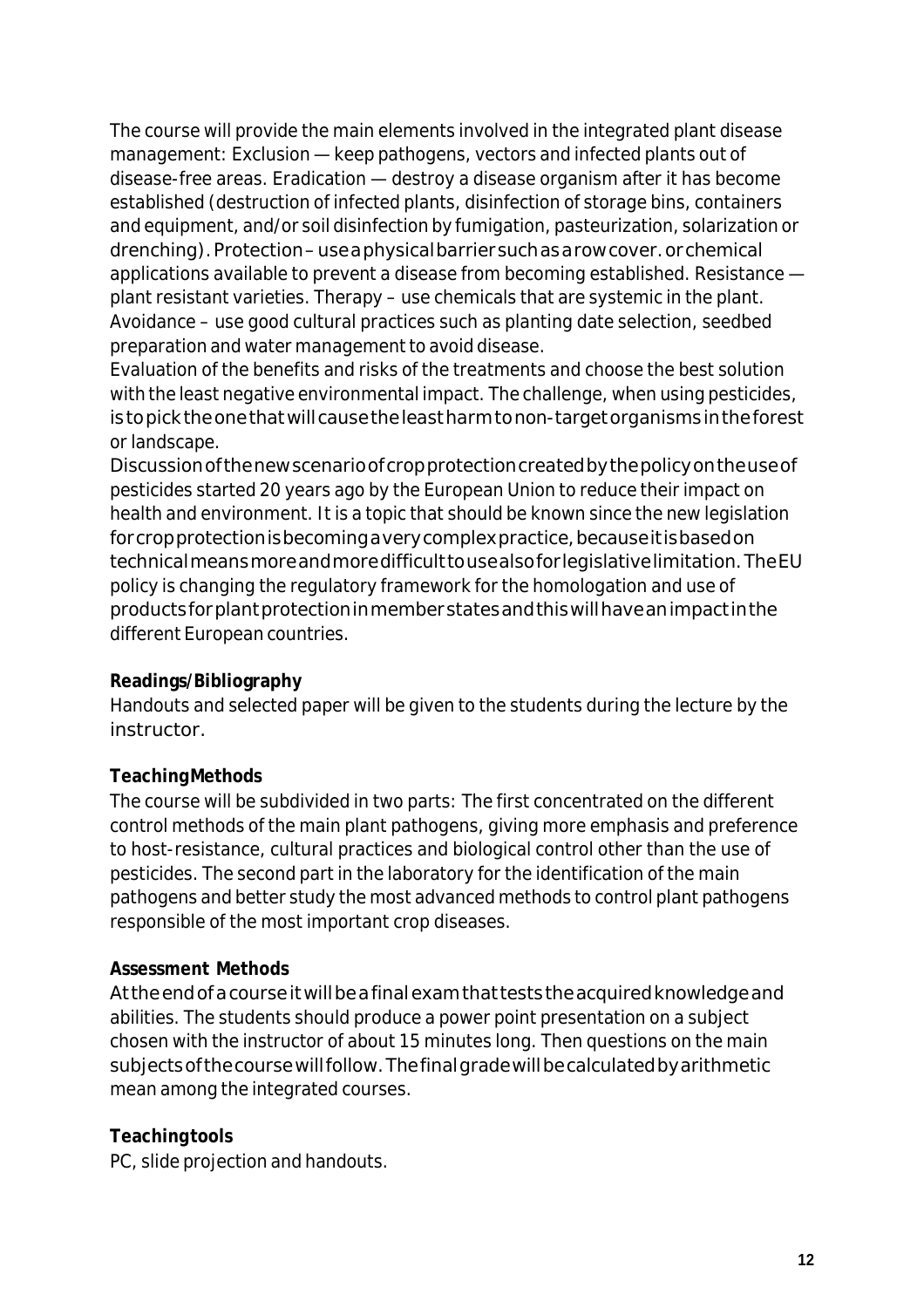The course will provide the main elements involved in the integrated plant disease management: Exclusion — keep pathogens, vectors and infected plants out of disease-free areas. Eradication — destroy a disease organism after it has become established (destruction of infected plants, disinfection of storage bins, containers and equipment, and/or soil disinfection by fumigation, pasteurization, solarization or drenching). Protection – use a physical barrier such as a row cover. or chemical applications available to prevent a disease from becoming established. Resistance — plant resistant varieties. Therapy – use chemicals that are systemic in the plant. Avoidance – use good cultural practices such as planting date selection, seedbed preparation and water management to avoid disease.
Evaluation of the benefits and risks of the treatments and choose the best solution with the least negative environmental impact. The challenge, when using pesticides, is to pick the one that will cause the least harm to non-target organisms in the forest or landscape.
Discussion of the new scenario of crop protection created by the policy on the use of pesticides started 20 years ago by the European Union to reduce their impact on health and environment. It is a topic that should be known since the new legislation for crop protection is becoming a very complex practice, because it is based on technical means more and more difficult to use also for legislative limitation. The EU policy is changing the regulatory framework for the homologation and use of products for plant protection in member states and this will have an impact in the different European countries.

**Readings/Bibliography**
Handouts and selected paper will be given to the students during the lecture by the instructor.

**TeachingMethods**
The course will be subdivided in two parts: The first concentrated on the different control methods of the main plant pathogens, giving more emphasis and preference to host-resistance, cultural practices and biological control other than the use of pesticides. The second part in the laboratory for the identification of the main pathogens and better study the most advanced methods to control plant pathogens responsible of the most important crop diseases.

**Assessment Methods**
At the end of a course it will be a final exam that tests the acquired knowledge and abilities. The students should produce a power point presentation on a subject chosen with the instructor of about 15 minutes long. Then questions on the main subjects of the course will follow. The final grade will be calculated by arithmetic mean among the integrated courses.

**Teachingtools**
PC, slide projection and handouts.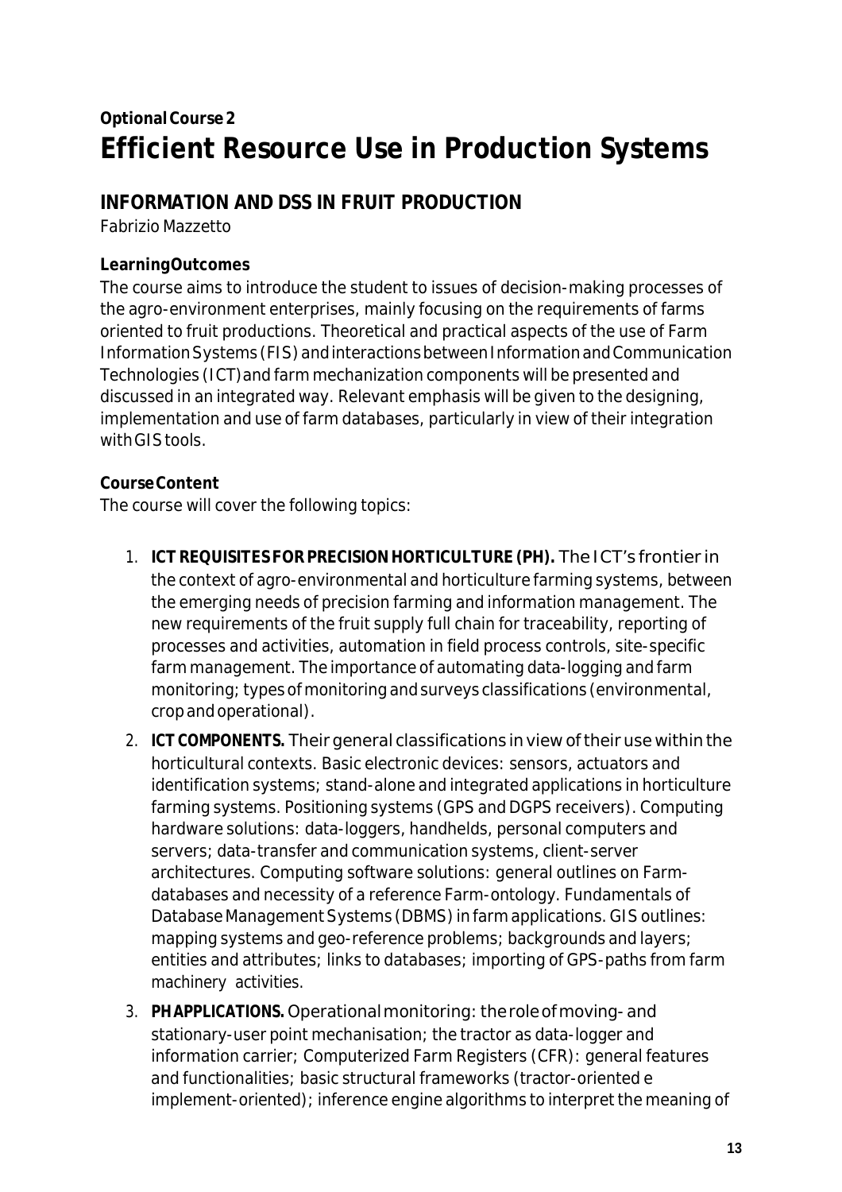**Optional Course 2**

# Efficient Resource Use in Production Systems

## INFORMATION AND DSS IN FRUIT PRODUCTION

Fabrizio Mazzetto

**Learning Outcomes**

The course aims to introduce the student to issues of decision-making processes of the agro-environment enterprises, mainly focusing on the requirements of farms oriented to fruit productions. Theoretical and practical aspects of the use of Farm Information Systems (FIS) and interactions between Information and Communication Technologies (ICT) and farm mechanization components will be presented and discussed in an integrated way. Relevant emphasis will be given to the designing, implementation and use of farm databases, particularly in view of their integration with GIS tools.

**Course Content**

The course will cover the following topics:

1. **ICT REQUISITES FOR PRECISION HORTICULTURE (PH).** The ICT's frontier in the context of agro-environmental and horticulture farming systems, between the emerging needs of precision farming and information management. The new requirements of the fruit supply full chain for traceability, reporting of processes and activities, automation in field process controls, site-specific farm management. The importance of automating data-logging and farm monitoring; types of monitoring and surveys classifications (environmental, crop and operational).
2. **ICT COMPONENTS.** Their general classifications in view of their use within the horticultural contexts. Basic electronic devices: sensors, actuators and identification systems; stand-alone and integrated applications in horticulture farming systems. Positioning systems (GPS and DGPS receivers). Computing hardware solutions: data-loggers, handhelds, personal computers and servers; data-transfer and communication systems, client-server architectures. Computing software solutions: general outlines on Farm-databases and necessity of a reference Farm-ontology. Fundamentals of Database Management Systems (DBMS) in farm applications. GIS outlines: mapping systems and geo-reference problems; backgrounds and layers; entities and attributes; links to databases; importing of GPS-paths from farm machinery activities.
3. **PH APPLICATIONS.** Operational monitoring: the role of moving- and stationary-user point mechanisation; the tractor as data-logger and information carrier; Computerized Farm Registers (CFR): general features and functionalities; basic structural frameworks (tractor-oriented e implement-oriented); inference engine algorithms to interpret the meaning of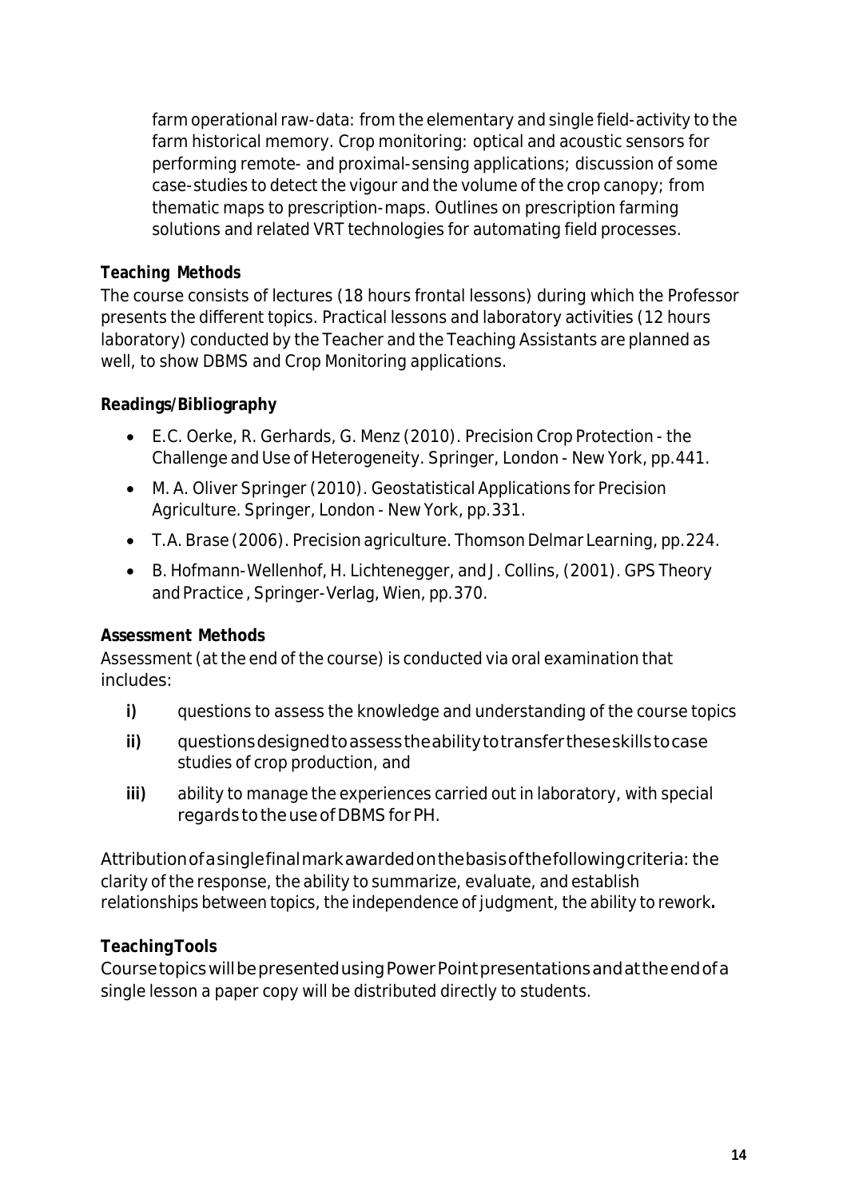farm operational raw-data: from the elementary and single field-activity to the farm historical memory. Crop monitoring: optical and acoustic sensors for performing remote- and proximal-sensing applications; discussion of some case-studies to detect the vigour and the volume of the crop canopy; from thematic maps to prescription-maps. Outlines on prescription farming solutions and related VRT technologies for automating field processes.

**Teaching Methods**

The course consists of lectures (18 hours frontal lessons) during which the Professor presents the different topics. Practical lessons and laboratory activities (12 hours laboratory) conducted by the Teacher and the Teaching Assistants are planned as well, to show DBMS and Crop Monitoring applications.

**Readings/Bibliography**

- E.C. Oerke, R. Gerhards, G. Menz (2010). Precision Crop Protection - the Challenge and Use of Heterogeneity. Springer, London - New York, pp.441.
- M. A. Oliver Springer (2010). Geostatistical Applications for Precision Agriculture. Springer, London - New York, pp.331.
- T.A. Brase (2006). Precision agriculture. Thomson Delmar Learning, pp.224.
- B. Hofmann-Wellenhof, H. Lichtenegger, and J. Collins, (2001). GPS Theory and Practice , Springer-Verlag, Wien, pp.370.

**Assessment Methods**

Assessment (at the end of the course) is conducted via oral examination that includes:

**i)** questions to assess the knowledge and understanding of the course topics

**ii)** questions designed to assess the ability to transfer these skills to case studies of crop production, and

**iii)** ability to manage the experiences carried out in laboratory, with special regards to the use of DBMS for PH.

Attribution of a single final mark awarded on the basis of the following criteria: the clarity of the response, the ability to summarize, evaluate, and establish relationships between topics, the independence of judgment, the ability to rework**.**

**Teaching Tools**

Course topics will be presented using PowerPoint presentations and at the end of a single lesson a paper copy will be distributed directly to students.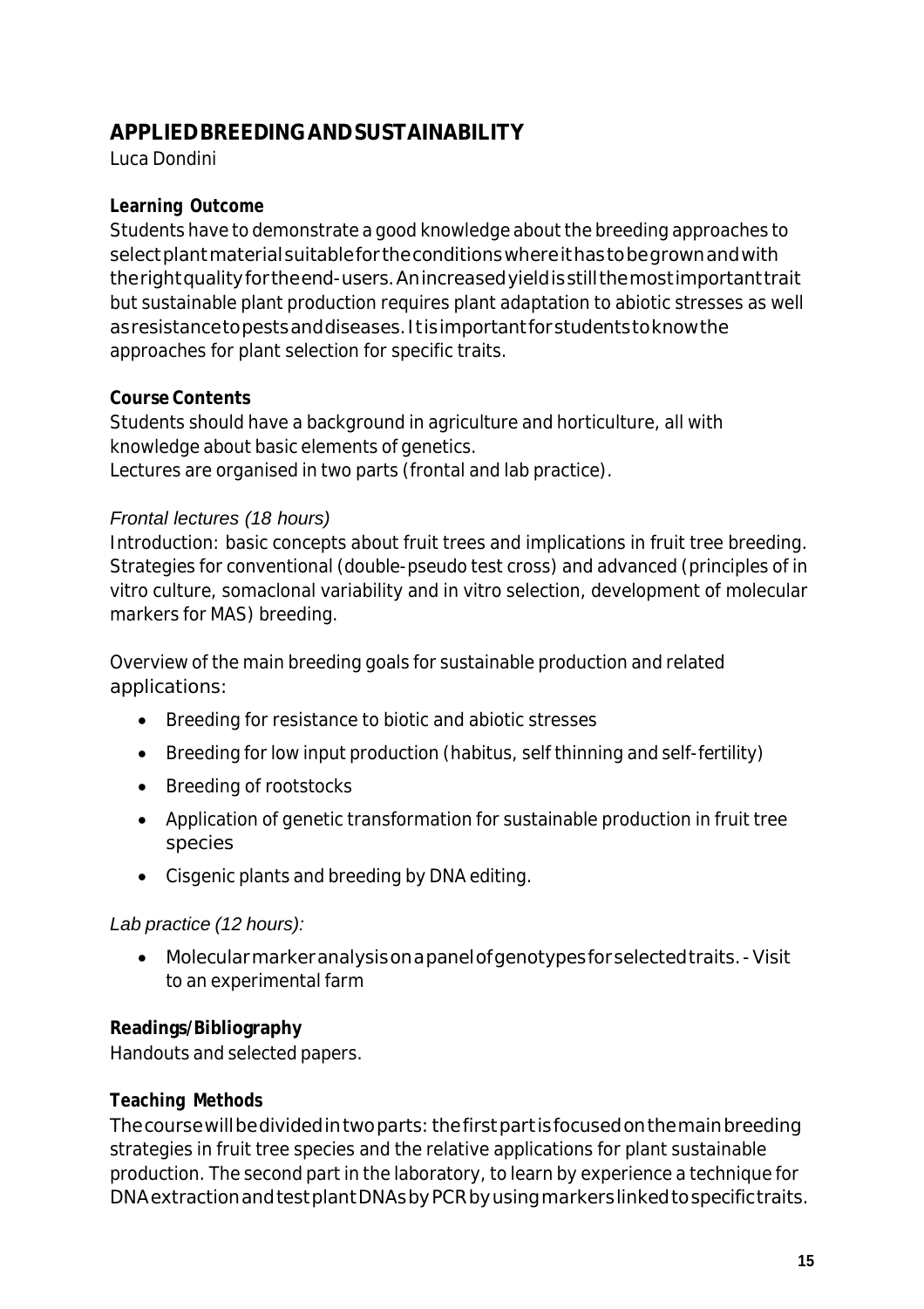## APPLIED BREEDING AND SUSTAINABILITY

Luca Dondini

**Learning Outcome**

Students have to demonstrate a good knowledge about the breeding approaches to select plant material suitable for the conditions where it has to be grown and with the right quality for the end-users. An increased yield is still the most important trait but sustainable plant production requires plant adaptation to abiotic stresses as well as resistance to pests and diseases. It is important for students to know the approaches for plant selection for specific traits.

**Course Contents**

Students should have a background in agriculture and horticulture, all with knowledge about basic elements of genetics.
Lectures are organised in two parts (frontal and lab practice).

*Frontal lectures (18 hours)*

Introduction: basic concepts about fruit trees and implications in fruit tree breeding. Strategies for conventional (double-pseudo test cross) and advanced (principles of in vitro culture, somaclonal variability and in vitro selection, development of molecular markers for MAS) breeding.

Overview of the main breeding goals for sustainable production and related applications:

- Breeding for resistance to biotic and abiotic stresses
- Breeding for low input production (habitus, self thinning and self-fertility)
- Breeding of rootstocks
- Application of genetic transformation for sustainable production in fruit tree species
- Cisgenic plants and breeding by DNA editing.

*Lab practice (12 hours):*

- Molecular marker analysis on a panel of genotypes for selected traits. - Visit to an experimental farm

**Readings/Bibliography**

Handouts and selected papers.

**Teaching Methods**

The course will be divided in two parts: the first part is focused on the main breeding strategies in fruit tree species and the relative applications for plant sustainable production. The second part in the laboratory, to learn by experience a technique for DNA extraction and test plant DNAs by PCR by using markers linked to specific traits.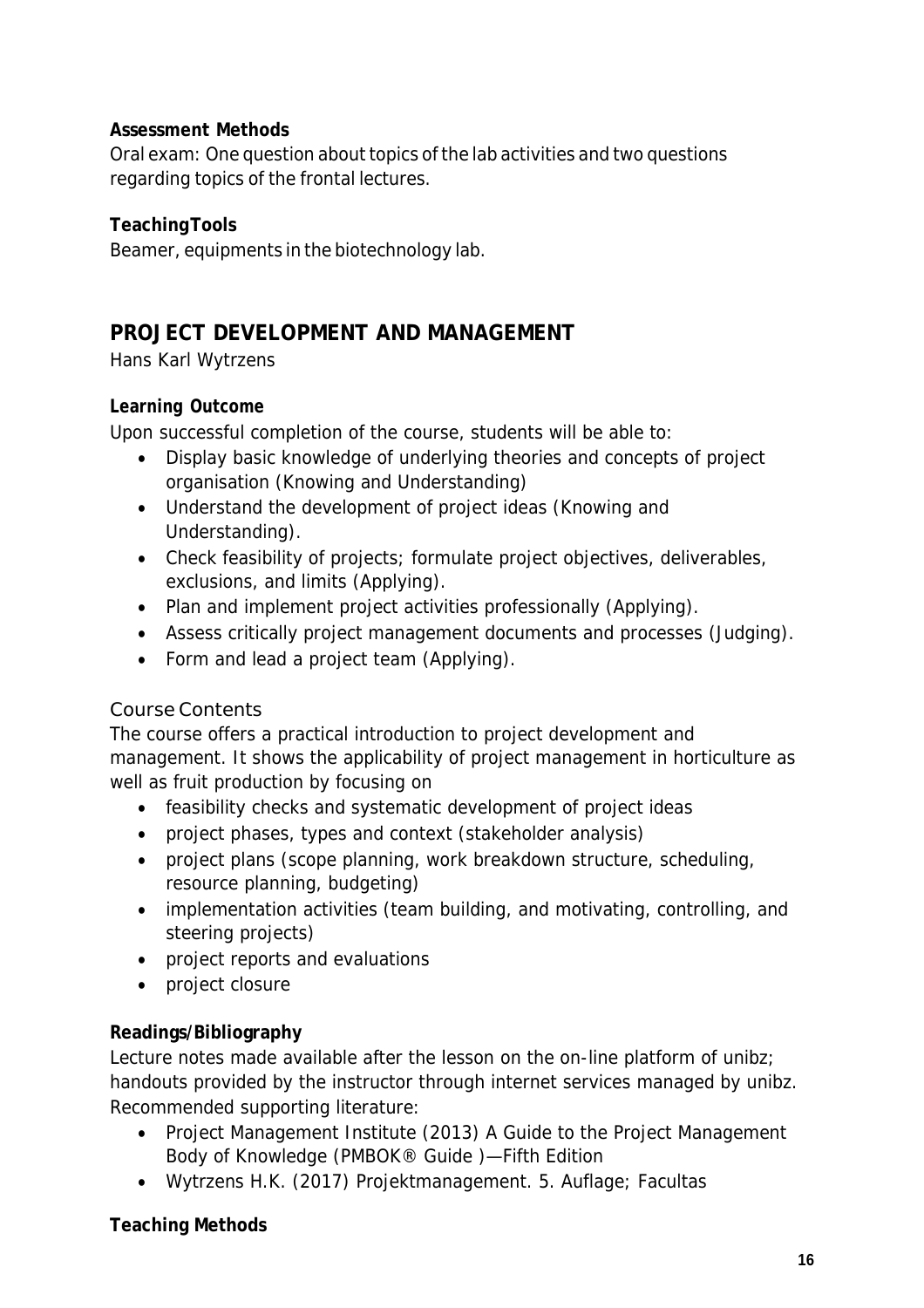**Assessment Methods**
Oral exam: One question about topics of the lab activities and two questions regarding topics of the frontal lectures.

**TeachingTools**
Beamer, equipments in the biotechnology lab.

## PROJECT DEVELOPMENT AND MANAGEMENT

Hans Karl Wytrzens

**Learning Outcome**
Upon successful completion of the course, students will be able to:

- Display basic knowledge of underlying theories and concepts of project organisation (Knowing and Understanding)
- Understand the development of project ideas (Knowing and Understanding).
- Check feasibility of projects; formulate project objectives, deliverables, exclusions, and limits (Applying).
- Plan and implement project activities professionally (Applying).
- Assess critically project management documents and processes (Judging).
- Form and lead a project team (Applying).

### Course Contents

The course offers a practical introduction to project development and management. It shows the applicability of project management in horticulture as well as fruit production by focusing on

- feasibility checks and systematic development of project ideas
- project phases, types and context (stakeholder analysis)
- project plans (scope planning, work breakdown structure, scheduling, resource planning, budgeting)
- implementation activities (team building, and motivating, controlling, and steering projects)
- project reports and evaluations
- project closure

**Readings/Bibliography**
Lecture notes made available after the lesson on the on-line platform of unibz; handouts provided by the instructor through internet services managed by unibz. Recommended supporting literature:

- Project Management Institute (2013) A Guide to the Project Management Body of Knowledge (PMBOK® Guide )—Fifth Edition
- Wytrzens H.K. (2017) Projektmanagement. 5. Auflage; Facultas

**Teaching Methods**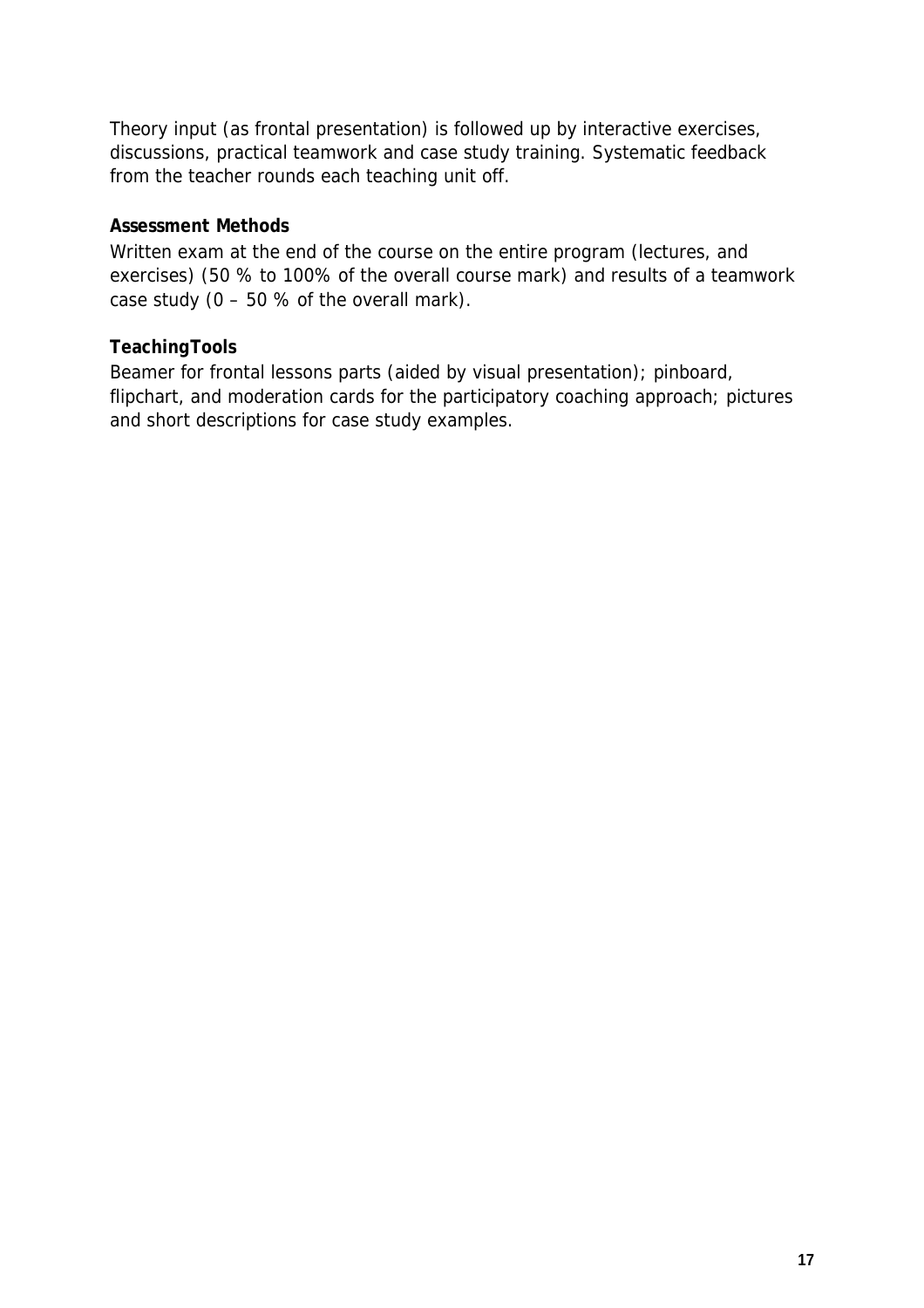Theory input (as frontal presentation) is followed up by interactive exercises, discussions, practical teamwork and case study training. Systematic feedback from the teacher rounds each teaching unit off.

**Assessment Methods**

Written exam at the end of the course on the entire program (lectures, and exercises) (50 % to 100% of the overall course mark) and results of a teamwork case study (0 – 50 % of the overall mark).

**TeachingTools**

Beamer for frontal lessons parts (aided by visual presentation); pinboard, flipchart, and moderation cards for the participatory coaching approach; pictures and short descriptions for case study examples.